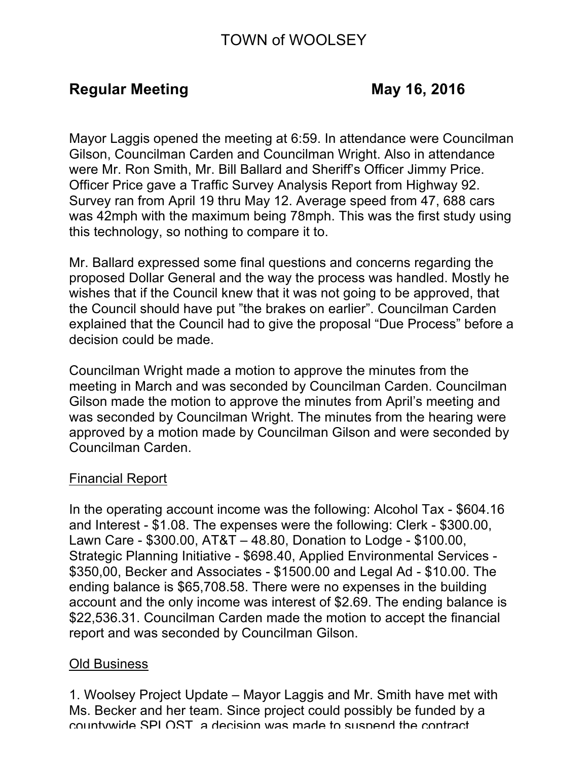# TOWN of WOOLSEY

**Regular Meeting May 16, 2016**

Mayor Laggis opened the meeting at 6:59. In attendance were Councilman Gilson, Councilman Carden and Councilman Wright. Also in attendance were Mr. Ron Smith, Mr. Bill Ballard and Sheriff's Officer Jimmy Price. Officer Price gave a Traffic Survey Analysis Report from Highway 92. Survey ran from April 19 thru May 12. Average speed from 47, 688 cars was 42mph with the maximum being 78mph. This was the first study using this technology, so nothing to compare it to.

Mr. Ballard expressed some final questions and concerns regarding the proposed Dollar General and the way the process was handled. Mostly he wishes that if the Council knew that it was not going to be approved, that the Council should have put "the brakes on earlier". Councilman Carden explained that the Council had to give the proposal "Due Process" before a decision could be made.

Councilman Wright made a motion to approve the minutes from the meeting in March and was seconded by Councilman Carden. Councilman Gilson made the motion to approve the minutes from April's meeting and was seconded by Councilman Wright. The minutes from the hearing were approved by a motion made by Councilman Gilson and were seconded by Councilman Carden.

## Financial Report

In the operating account income was the following: Alcohol Tax - $604.16 and Interest - $1.08. The expenses were the following: Clerk - $300.00, Lawn Care - $300.00, AT&T – 48.80, Donation to Lodge - $100.00, Strategic Planning Initiative - $698.40, Applied Environmental Services - $350,00, Becker and Associates - $1500.00 and Legal Ad - $10.00. The ending balance is $65,708.58. There were no expenses in the building account and the only income was interest of $2.69. The ending balance is $22,536.31. Councilman Carden made the motion to accept the financial report and was seconded by Councilman Gilson.

## Old Business

1. Woolsey Project Update – Mayor Laggis and Mr. Smith have met with Ms. Becker and her team. Since project could possibly be funded by a countywide SPLOST, a decision was made to suspend the contract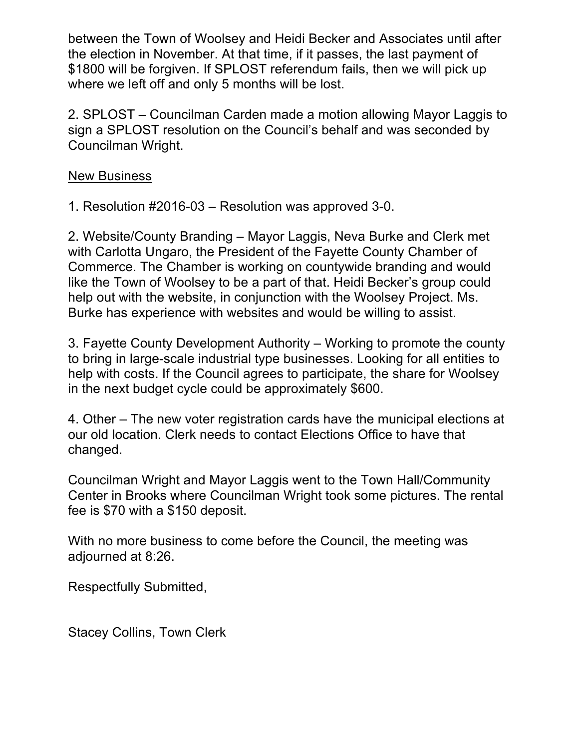between the Town of Woolsey and Heidi Becker and Associates until after the election in November. At that time, if it passes, the last payment of $1800 will be forgiven. If SPLOST referendum fails, then we will pick up where we left off and only 5 months will be lost.

2. SPLOST – Councilman Carden made a motion allowing Mayor Laggis to sign a SPLOST resolution on the Council's behalf and was seconded by Councilman Wright.

<u>New Business</u>

1. Resolution #2016-03 – Resolution was approved 3-0.

2. Website/County Branding – Mayor Laggis, Neva Burke and Clerk met with Carlotta Ungaro, the President of the Fayette County Chamber of Commerce. The Chamber is working on countywide branding and would like the Town of Woolsey to be a part of that. Heidi Becker's group could help out with the website, in conjunction with the Woolsey Project. Ms. Burke has experience with websites and would be willing to assist.

3. Fayette County Development Authority – Working to promote the county to bring in large-scale industrial type businesses. Looking for all entities to help with costs. If the Council agrees to participate, the share for Woolsey in the next budget cycle could be approximately $600.

4. Other – The new voter registration cards have the municipal elections at our old location. Clerk needs to contact Elections Office to have that changed.

Councilman Wright and Mayor Laggis went to the Town Hall/Community Center in Brooks where Councilman Wright took some pictures. The rental fee is $70 with a $150 deposit.

With no more business to come before the Council, the meeting was adjourned at 8:26.

Respectfully Submitted,

Stacey Collins, Town Clerk